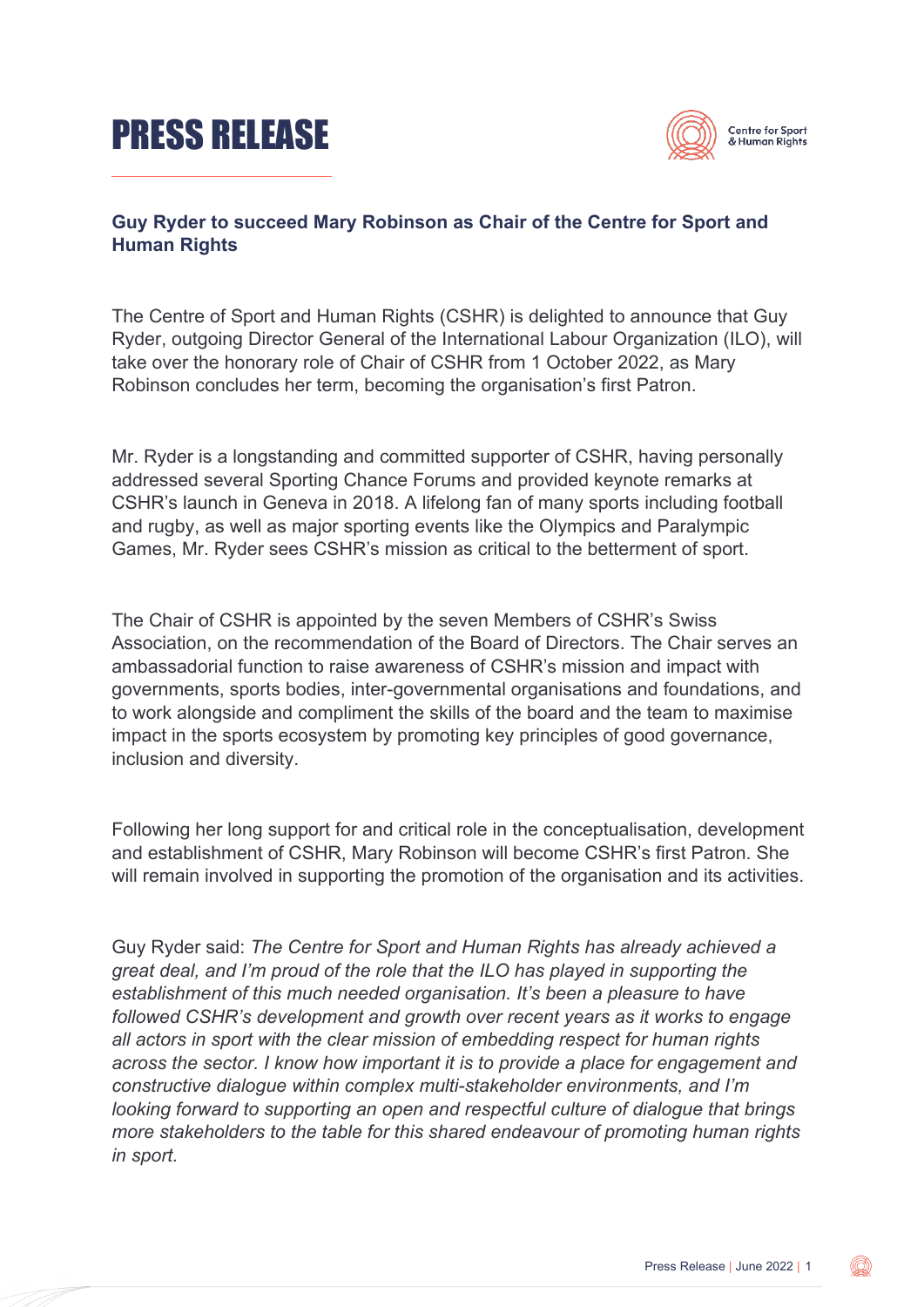# PRESS RELEASE

Centre for Sport & Human Rights

**Guy Ryder to succeed Mary Robinson as Chair of the Centre for Sport and Human Rights**

The Centre of Sport and Human Rights (CSHR) is delighted to announce that Guy Ryder, outgoing Director General of the International Labour Organization (ILO), will take over the honorary role of Chair of CSHR from 1 October 2022, as Mary Robinson concludes her term, becoming the organisation's first Patron.

Mr. Ryder is a longstanding and committed supporter of CSHR, having personally addressed several Sporting Chance Forums and provided keynote remarks at CSHR's launch in Geneva in 2018. A lifelong fan of many sports including football and rugby, as well as major sporting events like the Olympics and Paralympic Games, Mr. Ryder sees CSHR's mission as critical to the betterment of sport.

The Chair of CSHR is appointed by the seven Members of CSHR's Swiss Association, on the recommendation of the Board of Directors. The Chair serves an ambassadorial function to raise awareness of CSHR's mission and impact with governments, sports bodies, inter-governmental organisations and foundations, and to work alongside and compliment the skills of the board and the team to maximise impact in the sports ecosystem by promoting key principles of good governance, inclusion and diversity.

Following her long support for and critical role in the conceptualisation, development and establishment of CSHR, Mary Robinson will become CSHR's first Patron. She will remain involved in supporting the promotion of the organisation and its activities.

Guy Ryder said: *The Centre for Sport and Human Rights has already achieved a great deal, and I'm proud of the role that the ILO has played in supporting the establishment of this much needed organisation. It's been a pleasure to have followed CSHR's development and growth over recent years as it works to engage all actors in sport with the clear mission of embedding respect for human rights across the sector. I know how important it is to provide a place for engagement and constructive dialogue within complex multi-stakeholder environments, and I'm looking forward to supporting an open and respectful culture of dialogue that brings more stakeholders to the table for this shared endeavour of promoting human rights in sport.*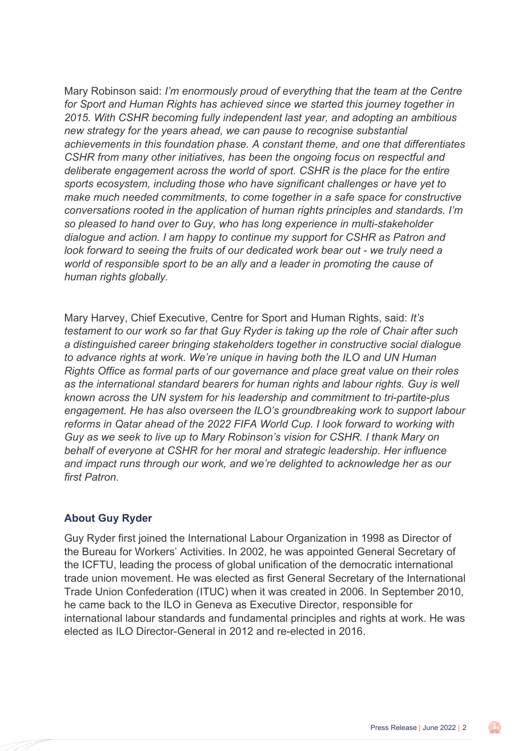Mary Robinson said: *I'm enormously proud of everything that the team at the Centre for Sport and Human Rights has achieved since we started this journey together in 2015. With CSHR becoming fully independent last year, and adopting an ambitious new strategy for the years ahead, we can pause to recognise substantial achievements in this foundation phase. A constant theme, and one that differentiates CSHR from many other initiatives, has been the ongoing focus on respectful and deliberate engagement across the world of sport. CSHR is the place for the entire sports ecosystem, including those who have significant challenges or have yet to make much needed commitments, to come together in a safe space for constructive conversations rooted in the application of human rights principles and standards. I'm so pleased to hand over to Guy, who has long experience in multi-stakeholder dialogue and action. I am happy to continue my support for CSHR as Patron and look forward to seeing the fruits of our dedicated work bear out - we truly need a world of responsible sport to be an ally and a leader in promoting the cause of human rights globally.*

Mary Harvey, Chief Executive, Centre for Sport and Human Rights, said: *It's testament to our work so far that Guy Ryder is taking up the role of Chair after such a distinguished career bringing stakeholders together in constructive social dialogue to advance rights at work. We're unique in having both the ILO and UN Human Rights Office as formal parts of our governance and place great value on their roles as the international standard bearers for human rights and labour rights. Guy is well known across the UN system for his leadership and commitment to tri-partite-plus engagement. He has also overseen the ILO's groundbreaking work to support labour reforms in Qatar ahead of the 2022 FIFA World Cup. I look forward to working with Guy as we seek to live up to Mary Robinson's vision for CSHR. I thank Mary on behalf of everyone at CSHR for her moral and strategic leadership. Her influence and impact runs through our work, and we're delighted to acknowledge her as our first Patron.*

### About Guy Ryder

Guy Ryder first joined the International Labour Organization in 1998 as Director of the Bureau for Workers' Activities. In 2002, he was appointed General Secretary of the ICFTU, leading the process of global unification of the democratic international trade union movement. He was elected as first General Secretary of the International Trade Union Confederation (ITUC) when it was created in 2006. In September 2010, he came back to the ILO in Geneva as Executive Director, responsible for international labour standards and fundamental principles and rights at work. He was elected as ILO Director-General in 2012 and re-elected in 2016.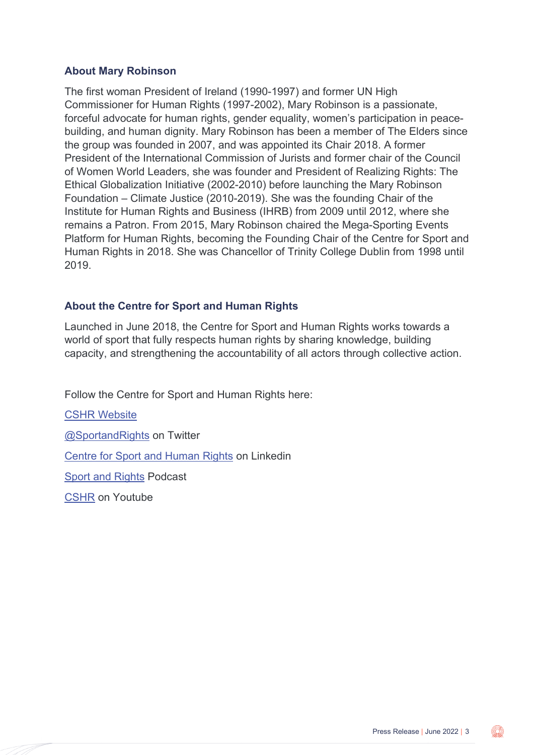**About Mary Robinson**

The first woman President of Ireland (1990-1997) and former UN High Commissioner for Human Rights (1997-2002), Mary Robinson is a passionate, forceful advocate for human rights, gender equality, women's participation in peace-building, and human dignity. Mary Robinson has been a member of The Elders since the group was founded in 2007, and was appointed its Chair 2018. A former President of the International Commission of Jurists and former chair of the Council of Women World Leaders, she was founder and President of Realizing Rights: The Ethical Globalization Initiative (2002-2010) before launching the Mary Robinson Foundation – Climate Justice (2010-2019). She was the founding Chair of the Institute for Human Rights and Business (IHRB) from 2009 until 2012, where she remains a Patron. From 2015, Mary Robinson chaired the Mega-Sporting Events Platform for Human Rights, becoming the Founding Chair of the Centre for Sport and Human Rights in 2018. She was Chancellor of Trinity College Dublin from 1998 until 2019.

**About the Centre for Sport and Human Rights**

Launched in June 2018, the Centre for Sport and Human Rights works towards a world of sport that fully respects human rights by sharing knowledge, building capacity, and strengthening the accountability of all actors through collective action.

Follow the Centre for Sport and Human Rights here:

CSHR Website

@SportandRights on Twitter

Centre for Sport and Human Rights on Linkedin

Sport and Rights Podcast

CSHR on Youtube